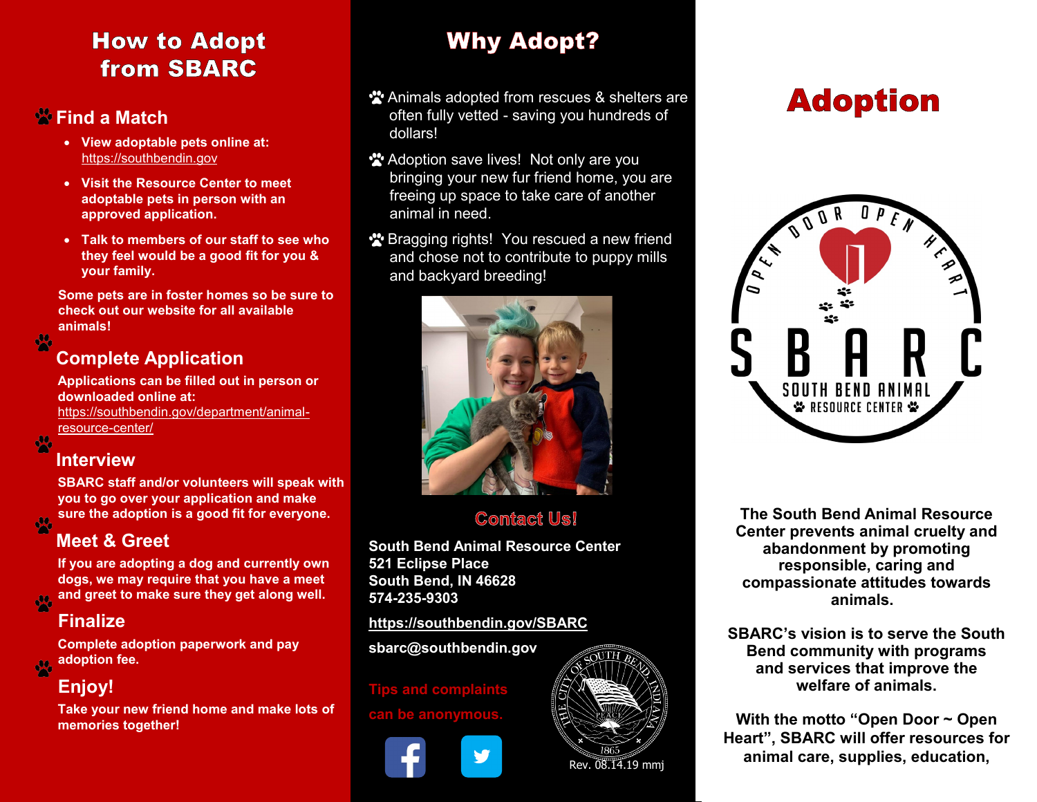# How to Adopt from SBARC

## Find a Match

- View adoptable pets online at: https://southbendin.gov
- Visit the Resource Center to meet adoptable pets in person with an approved application.
- Talk to members of our staff to see who they feel would be a good fit for you & your family.

Some pets are in foster homes so be sure to check out our website for all available animals!

## Complete Application

Applications can be filled out in person or downloaded online at: https://southbendin.gov/department/animal-resource-center/

## Interview

SBARC staff and/or volunteers will speak with you to go over your application and make sure the adoption is a good fit for everyone.

## Meet & Greet

If you are adopting a dog and currently own dogs, we may require that you have a meet and greet to make sure they get along well.

## Finalize

Complete adoption paperwork and pay adoption fee.

## Enjoy!

Take your new friend home and make lots of memories together!

# Why Adopt?

- Animals adopted from rescues & shelters are often fully vetted - saving you hundreds of dollars!
- Adoption save lives! Not only are you bringing your new fur friend home, you are freeing up space to take care of another animal in need.
- Bragging rights! You rescued a new friend and chose not to contribute to puppy mills and backyard breeding!

## Contact Us!

**South Bend Animal Resource Center**
**521 Eclipse Place**
**South Bend, IN 46628**
**574-235-9303**

**https://southbendin.gov/SBARC**

**sbarc@southbendin.gov**

Tips and complaints can be anonymous.

Rev. 08.14.19 mmj

# Adoption

OPEN DOOR OPEN HEART
SBARC
SOUTH BEND ANIMAL RESOURCE CENTER

**The South Bend Animal Resource Center prevents animal cruelty and abandonment by promoting responsible, caring and compassionate attitudes towards animals.**

**SBARC's vision is to serve the South Bend community with programs and services that improve the welfare of animals.**

**With the motto "Open Door ~ Open Heart", SBARC will offer resources for animal care, supplies, education,**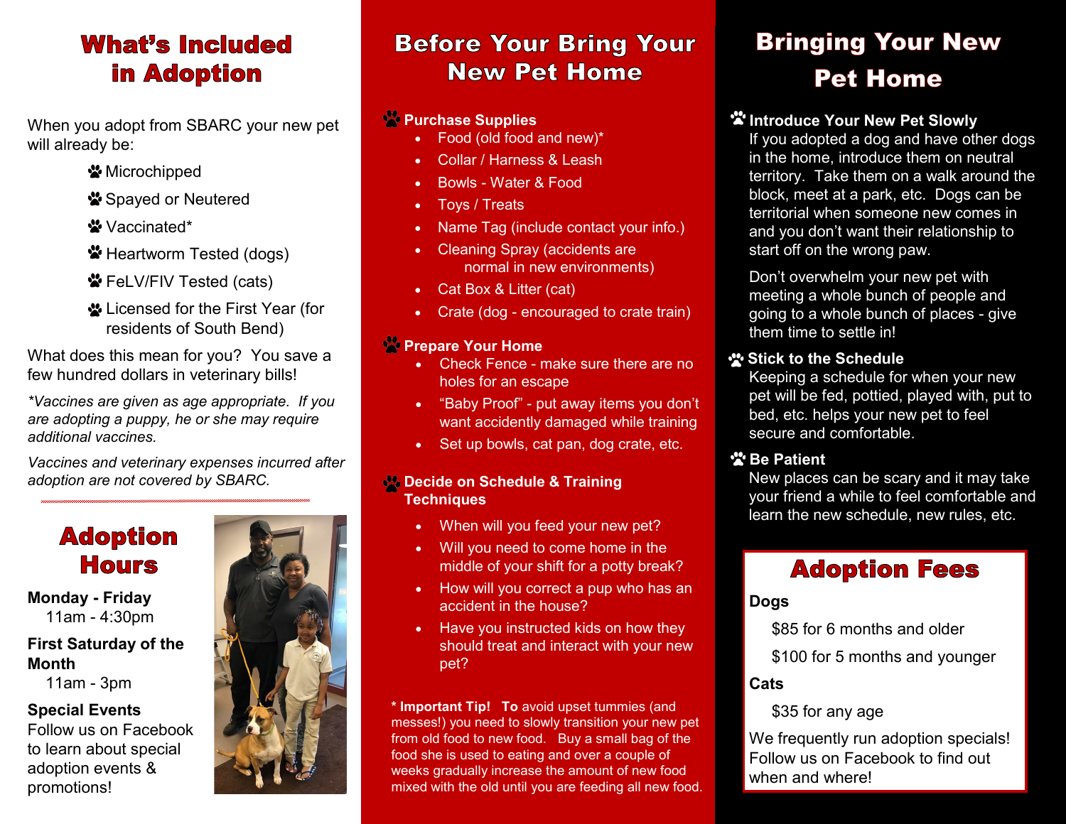## What's Included in Adoption

When you adopt from SBARC your new pet will already be:

- Microchipped
- Spayed or Neutered
- Vaccinated*
- Heartworm Tested (dogs)
- FeLV/FIV Tested (cats)
- Licensed for the First Year (for residents of South Bend)

What does this mean for you? You save a few hundred dollars in veterinary bills!

*\*Vaccines are given as age appropriate. If you are adopting a puppy, he or she may require additional vaccines.*

*Vaccines and veterinary expenses incurred after adoption are not covered by SBARC.*

## Adoption Hours

**Monday - Friday**
11am - 4:30pm

**First Saturday of the Month**
11am - 3pm

**Special Events**
Follow us on Facebook to learn about special adoption events & promotions!

## Before Your Bring Your New Pet Home

**Purchase Supplies**

- Food (old food and new)*
- Collar / Harness & Leash
- Bowls - Water & Food
- Toys / Treats
- Name Tag (include contact your info.)
- Cleaning Spray (accidents are normal in new environments)
- Cat Box & Litter (cat)
- Crate (dog - encouraged to crate train)

**Prepare Your Home**

- Check Fence - make sure there are no holes for an escape
- "Baby Proof" - put away items you don't want accidently damaged while training
- Set up bowls, cat pan, dog crate, etc.

**Decide on Schedule & Training Techniques**

- When will you feed your new pet?
- Will you need to come home in the middle of your shift for a potty break?
- How will you correct a pup who has an accident in the house?
- Have you instructed kids on how they should treat and interact with your new pet?

**\* Important Tip! To** avoid upset tummies (and messes!) you need to slowly transition your new pet from old food to new food. Buy a small bag of the food she is used to eating and over a couple of weeks gradually increase the amount of new food mixed with the old until you are feeding all new food.

## Bringing Your New Pet Home

**Introduce Your New Pet Slowly**
If you adopted a dog and have other dogs in the home, introduce them on neutral territory. Take them on a walk around the block, meet at a park, etc. Dogs can be territorial when someone new comes in and you don't want their relationship to start off on the wrong paw.

Don't overwhelm your new pet with meeting a whole bunch of people and going to a whole bunch of places - give them time to settle in!

**Stick to the Schedule**
Keeping a schedule for when your new pet will be fed, pottied, played with, put to bed, etc. helps your new pet to feel secure and comfortable.

**Be Patient**
New places can be scary and it may take your friend a while to feel comfortable and learn the new schedule, new rules, etc.

## Adoption Fees

**Dogs**

$85 for 6 months and older

$100 for 5 months and younger

**Cats**

$35 for any age

We frequently run adoption specials! Follow us on Facebook to find out when and where!